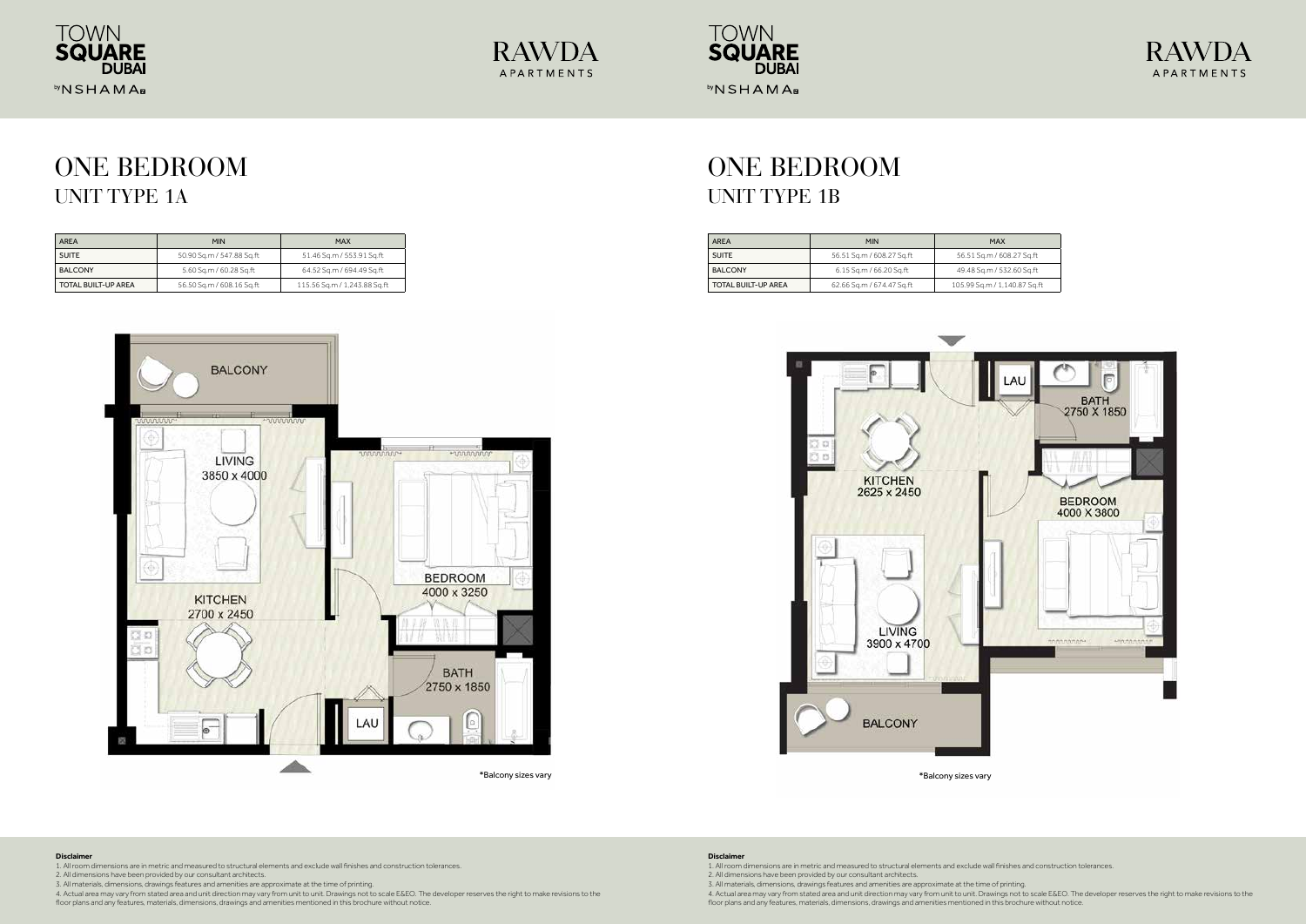# ONE BEDROOM

## UNIT TYPE 1A

| AREA | MIN | MAX |
|---|---|---|
| SUITE | 50.90 Sq.m / 547.88 Sq.ft | 51.46 Sq.m / 553.91 Sq.ft |
| BALCONY | 5.60 Sq.m / 60.28 Sq.ft | 64.52 Sq.m / 694.49 Sq.ft |
| TOTAL BUILT-UP AREA | 56.50 Sq.m / 608.16 Sq.ft | 115.56 Sq.m / 1,243.88 Sq.ft |

BALCONY

LIVING 3850 x 4000

KITCHEN 2700 x 2450

BEDROOM 4000 x 3250

BATH 2750 x 1850

LAU

*Balcony sizes vary

**Disclaimer**

1. All room dimensions are in metric and measured to structural elements and exclude wall finishes and construction tolerances.
2. All dimensions have been provided by our consultant architects.
3. All materials, dimensions, drawings features and amenities are approximate at the time of printing.
4. Actual area may vary from stated area and unit direction may vary from unit to unit. Drawings not to scale E&EO. The developer reserves the right to make revisions to the floor plans and any features, materials, dimensions, drawings and amenities mentioned in this brochure without notice.

# ONE BEDROOM

## UNIT TYPE 1B

| AREA | MIN | MAX |
|---|---|---|
| SUITE | 56.51 Sq.m / 608.27 Sq.ft | 56.51 Sq.m / 608.27 Sq.ft |
| BALCONY | 6.15 Sq.m / 66.20 Sq.ft | 49.48 Sq.m / 532.60 Sq.ft |
| TOTAL BUILT-UP AREA | 62.66 Sq.m / 674.47 Sq.ft | 105.99 Sq.m / 1,140.87 Sq.ft |

LAU

BATH 2750 X 1850

KITCHEN 2625 x 2450

BEDROOM 4000 X 3800

LIVING 3900 x 4700

BALCONY

*Balcony sizes vary

**Disclaimer**

1. All room dimensions are in metric and measured to structural elements and exclude wall finishes and construction tolerances.
2. All dimensions have been provided by our consultant architects.
3. All materials, dimensions, drawings features and amenities are approximate at the time of printing.
4. Actual area may vary from stated area and unit direction may vary from unit to unit. Drawings not to scale E&EO. The developer reserves the right to make revisions to the floor plans and any features, materials, dimensions, drawings and amenities mentioned in this brochure without notice.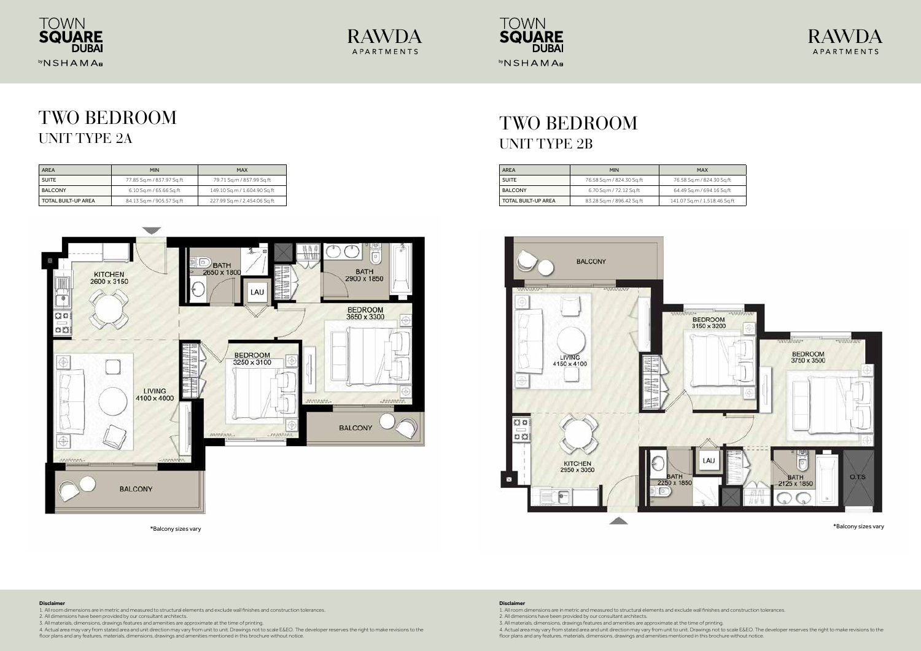TOWN SQUARE DUBAI by NSHAMA

RAWDA APARTMENTS

# TWO BEDROOM
## UNIT TYPE 2A

| AREA | MIN | MAX |
|---|---|---|
| SUITE | 77.85 Sq.m / 837.97 Sq.ft | 79.71 Sq.m / 857.99 Sq.ft |
| BALCONY | 6.10 Sq.m / 65.66 Sq.ft | 149.10 Sq.m / 1,604.90 Sq.ft |
| TOTAL BUILT-UP AREA | 84.13 Sq.m / 905.57 Sq.ft | 227.99 Sq.m / 2,454.06 Sq.ft |

KITCHEN 2600 x 3150

BATH 2650 x 1800

LAU

BATH 2900 x 1850

BEDROOM 3650 x 3300

BEDROOM 3250 x 3100

LIVING 4100 x 4000

BALCONY

BALCONY

*Balcony sizes vary

**Disclaimer**

1. All room dimensions are in metric and measured to structural elements and exclude wall finishes and construction tolerances.
2. All dimensions have been provided by our consultant architects.
3. All materials, dimensions, drawings features and amenities are approximate at the time of printing.
4. Actual area may vary from stated area and unit direction may vary from unit to unit. Drawings not to scale E&EO. The developer reserves the right to make revisions to the floor plans and any features, materials, dimensions, drawings and amenities mentioned in this brochure without notice.

TOWN SQUARE DUBAI by NSHAMA

RAWDA APARTMENTS

# TWO BEDROOM
## UNIT TYPE 2B

| AREA | MIN | MAX |
|---|---|---|
| SUITE | 76.58 Sq.m / 824.30 Sq.ft | 76.58 Sq.m / 824.30 Sq.ft |
| BALCONY | 6.70 Sq.m / 72.12 Sq.ft | 64.49 Sq.m / 694.16 Sq.ft |
| TOTAL BUILT-UP AREA | 83.28 Sq.m / 896.42 Sq.ft | 141.07 Sq.m / 1,518.46 Sq.ft |

BALCONY

LIVING 4150 x 4100

BEDROOM 3150 x 3200

BEDROOM 3750 x 3500

KITCHEN 2950 x 3050

LAU

BATH 2250 x 1850

BATH 2125 x 1850

O.T.S

*Balcony sizes vary

**Disclaimer**

1. All room dimensions are in metric and measured to structural elements and exclude wall finishes and construction tolerances.
2. All dimensions have been provided by our consultant architects.
3. All materials, dimensions, drawings features and amenities are approximate at the time of printing.
4. Actual area may vary from stated area and unit direction may vary from unit to unit. Drawings not to scale E&EO. The developer reserves the right to make revisions to the floor plans and any features, materials, dimensions, drawings and amenities mentioned in this brochure without notice.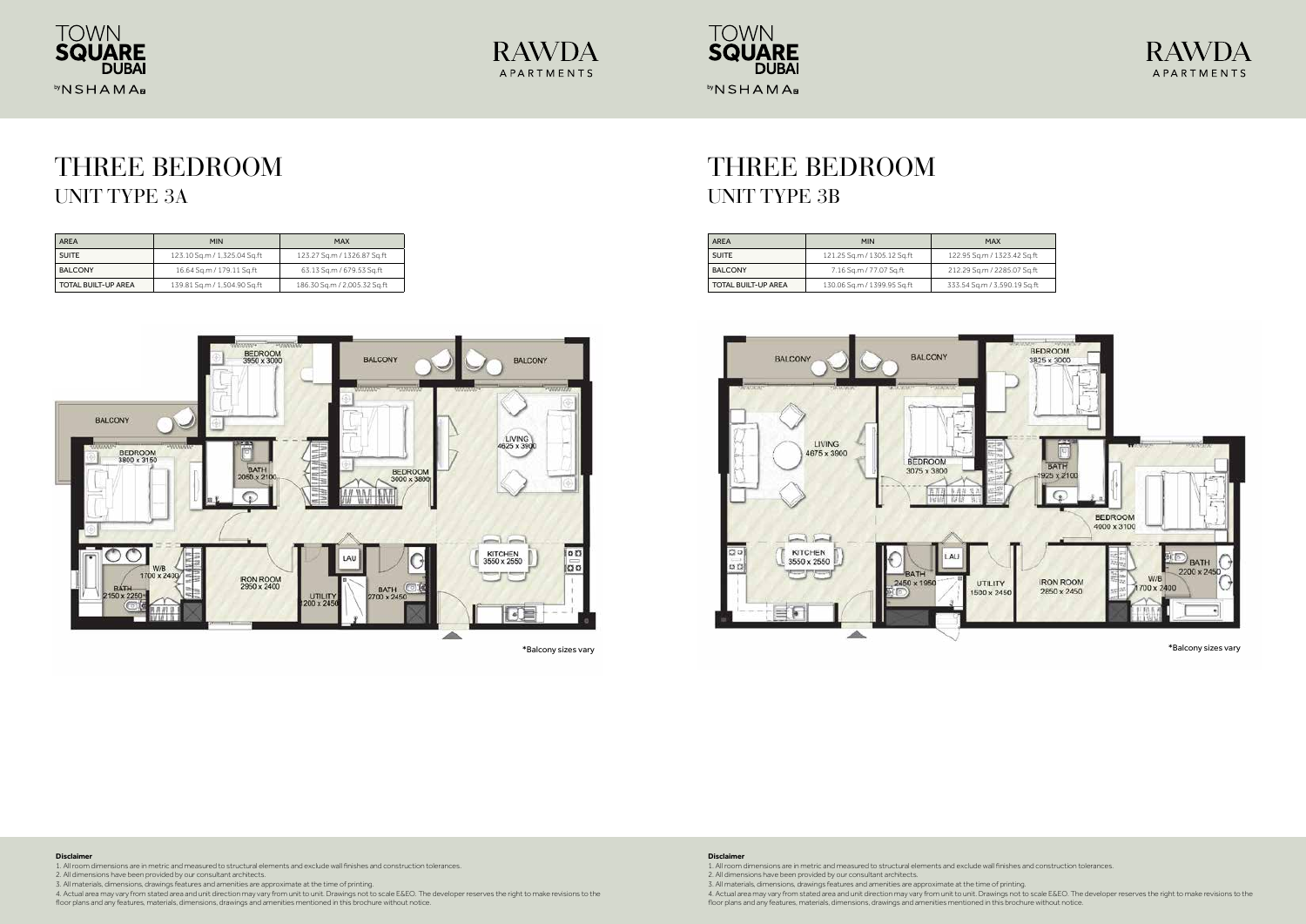# THREE BEDROOM
## UNIT TYPE 3A

| AREA | MIN | MAX |
|---|---|---|
| SUITE | 123.10 Sq.m / 1,325.04 Sq.ft | 123.27 Sq.m / 1326.87 Sq.ft |
| BALCONY | 16.64 Sq.m / 179.11 Sq.ft | 63.13 Sq.m / 679.53 Sq.ft |
| TOTAL BUILT-UP AREA | 139.81 Sq.m / 1,504.90 Sq.ft | 186.30 Sq.m / 2,005.32 Sq.ft |

BEDROOM 3950 x 3000

BALCONY

BALCONY

BALCONY

BEDROOM 3800 x 3150

BATH 2050 x 2100

BEDROOM 3600 x 3800

LIVING 4625 x 3900

W/B 1700 x 2400

BATH 2150 x 2250

IRON ROOM 2950 x 2400

LAU

UTILITY 1200 x 2450

BATH 2700 x 2450

KITCHEN 3550 x 2550

*Balcony sizes vary

**Disclaimer**

1. All room dimensions are in metric and measured to structural elements and exclude wall finishes and construction tolerances.
2. All dimensions have been provided by our consultant architects.
3. All materials, dimensions, drawings features and amenities are approximate at the time of printing.
4. Actual area may vary from stated area and unit direction may vary from unit to unit. Drawings not to scale E&EO. The developer reserves the right to make revisions to the floor plans and any features, materials, dimensions, drawings and amenities mentioned in this brochure without notice.

# THREE BEDROOM
## UNIT TYPE 3B

| AREA | MIN | MAX |
|---|---|---|
| SUITE | 121.25 Sq.m / 1305.12 Sq.ft | 122.95 Sq.m / 1323.42 Sq.ft |
| BALCONY | 7.16 Sq.m / 77.07 Sq.ft | 212.29 Sq.m / 2285.07 Sq.ft |
| TOTAL BUILT-UP AREA | 130.06 Sq.m / 1399.95 Sq.ft | 333.54 Sq.m / 3,590.19 Sq.ft |

BALCONY

BALCONY

BEDROOM 3825 x 3000

LIVING 4675 x 3900

BEDROOM 3075 x 3800

BATH 1925 x 2100

BEDROOM 4000 x 3100

KITCHEN 3550 x 2550

BATH 2450 x 1950

LAU

UTILITY 1500 x 2450

IRON ROOM 2850 x 2450

W/B 1700 x 2400

BATH 2200 x 2450

*Balcony sizes vary

**Disclaimer**

1. All room dimensions are in metric and measured to structural elements and exclude wall finishes and construction tolerances.
2. All dimensions have been provided by our consultant architects.
3. All materials, dimensions, drawings features and amenities are approximate at the time of printing.
4. Actual area may vary from stated area and unit direction may vary from unit to unit. Drawings not to scale E&EO. The developer reserves the right to make revisions to the floor plans and any features, materials, dimensions, drawings and amenities mentioned in this brochure without notice.